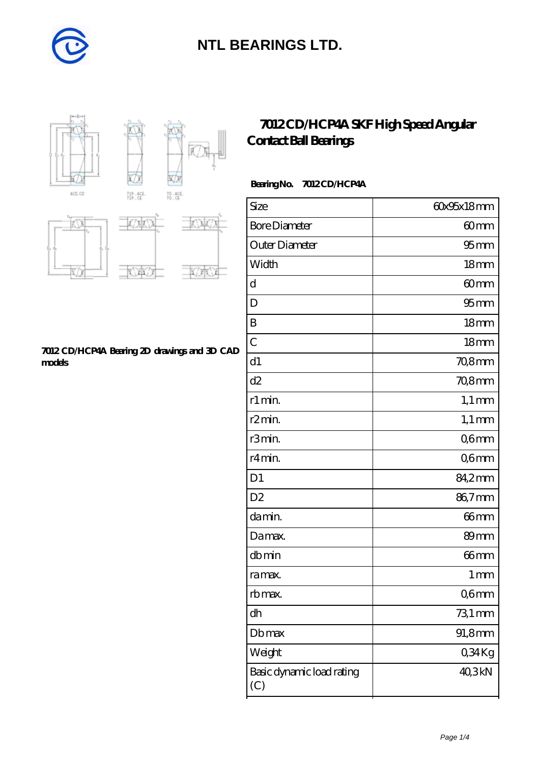# NTL BEARINGS LTD.

## 7012 CD/HCP4A SKF High Speed Angular Contact Ball Bearings

**7012 CD/HCP4A Bearing 2D drawings and 3D CAD models**

**Bearing No.** 7012 CD/HCP4A

| Size | 60x95x18 mm |
|---|---|
| Bore Diameter | 60 mm |
| Outer Diameter | 95 mm |
| Width | 18 mm |
| d | 60 mm |
| D | 95 mm |
| B | 18 mm |
| C | 18 mm |
| d1 | 70,8 mm |
| d2 | 70,8 mm |
| r1 min. | 1,1 mm |
| r2 min. | 1,1 mm |
| r3 min. | 0,6 mm |
| r4 min. | 0,6 mm |
| D1 | 84,2 mm |
| D2 | 86,7 mm |
| da min. | 66 mm |
| Da max. | 89 mm |
| db min | 66 mm |
| ra max. | 1 mm |
| rb max. | 0,6 mm |
| dh | 73,1 mm |
| Db max | 91,8 mm |
| Weight | 0,34 Kg |
| Basic dynamic load rating (C) | 40,3 kN |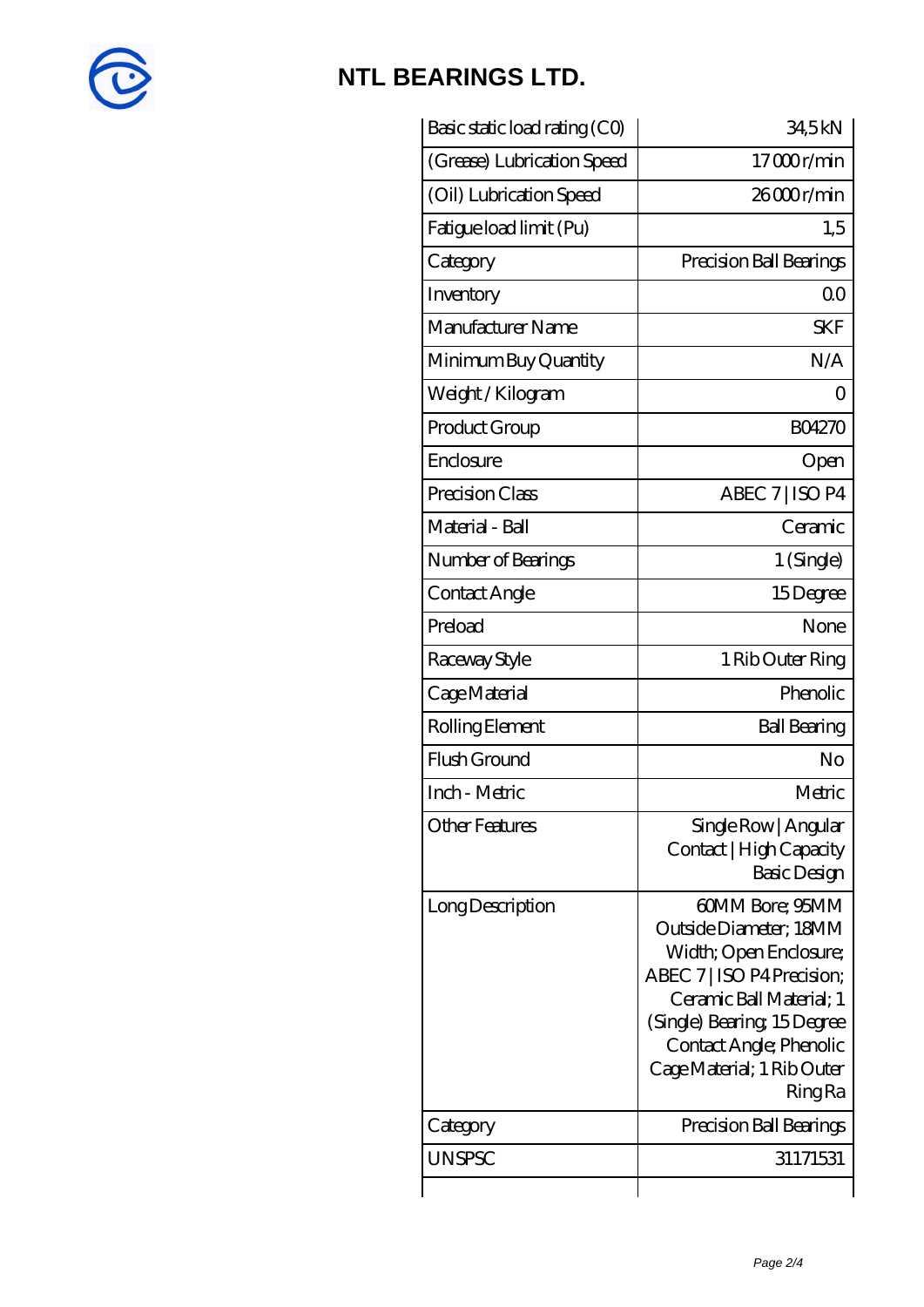# NTL BEARINGS LTD.

| | |
|---|---|
| Basic static load rating (C0) | 34,5 kN |
| (Grease) Lubrication Speed | 17 000 r/min |
| (Oil) Lubrication Speed | 26 000 r/min |
| Fatigue load limit (Pu) | 1,5 |
| Category | Precision Ball Bearings |
| Inventory | 0.0 |
| Manufacturer Name | SKF |
| Minimum Buy Quantity | N/A |
| Weight / Kilogram | 0 |
| Product Group | B04270 |
| Enclosure | Open |
| Precision Class | ABEC 7 \| ISO P4 |
| Material - Ball | Ceramic |
| Number of Bearings | 1 (Single) |
| Contact Angle | 15 Degree |
| Preload | None |
| Raceway Style | 1 Rib Outer Ring |
| Cage Material | Phenolic |
| Rolling Element | Ball Bearing |
| Flush Ground | No |
| Inch - Metric | Metric |
| Other Features | Single Row \| Angular Contact \| High Capacity Basic Design |
| Long Description | 60MM Bore; 95MM Outside Diameter; 18MM Width; Open Enclosure; ABEC 7 \| ISO P4 Precision; Ceramic Ball Material; 1 (Single) Bearing; 15 Degree Contact Angle; Phenolic Cage Material; 1 Rib Outer Ring Ra |
| Category | Precision Ball Bearings |
| UNSPSC | 31171531 |
| | |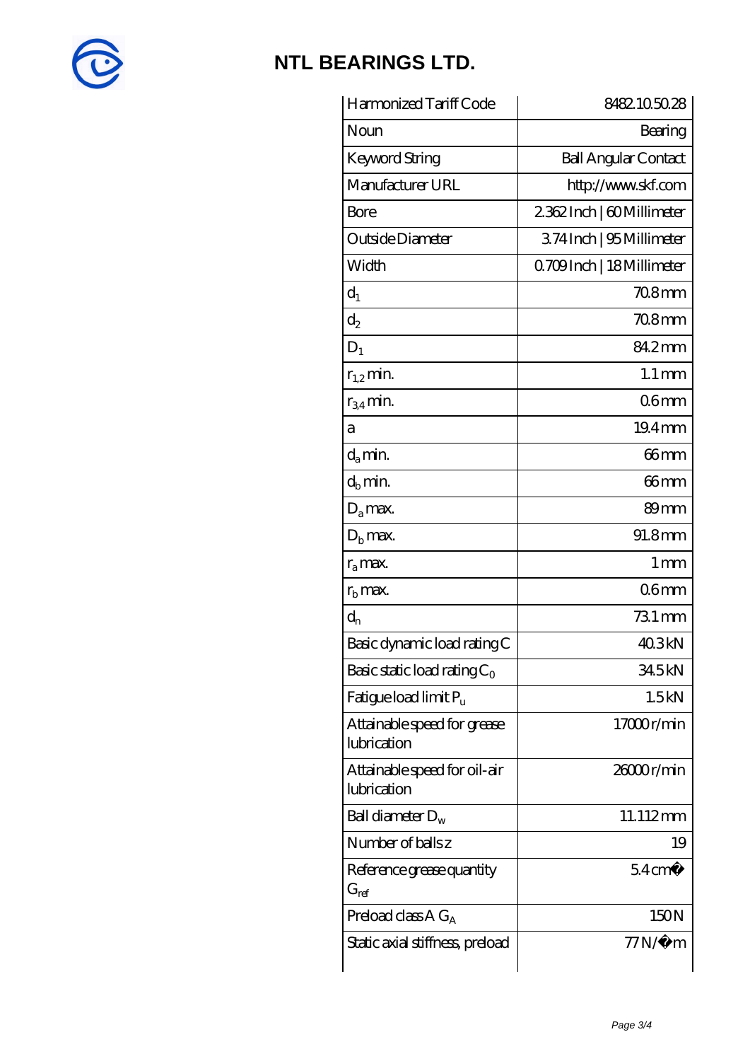# NTL BEARINGS LTD.

| Harmonized Tariff Code | 8482.10.50.28 |
|---|---|
| Noun | Bearing |
| Keyword String | Ball Angular Contact |
| Manufacturer URL | http://www.skf.com |
| Bore | 2.362 Inch \| 60 Millimeter |
| Outside Diameter | 3.74 Inch \| 95 Millimeter |
| Width | 0.709 Inch \| 18 Millimeter |
| $d_1$ | 70.8 mm |
| $d_2$ | 70.8 mm |
| $D_1$ | 84.2 mm |
| $r_{1,2}$ min. | 1.1 mm |
| $r_{3,4}$ min. | 0.6 mm |
| a | 19.4 mm |
| $d_a$ min. | 66 mm |
| $d_b$ min. | 66 mm |
| $D_a$ max. | 89 mm |
| $D_b$ max. | 91.8 mm |
| $r_a$ max. | 1 mm |
| $r_b$ max. | 0.6 mm |
| $d_n$ | 73.1 mm |
| Basic dynamic load rating C | 40.3 kN |
| Basic static load rating $C_0$ | 34.5 kN |
| Fatigue load limit $P_u$ | 1.5 kN |
| Attainable speed for grease lubrication | 17000 r/min |
| Attainable speed for oil-air lubrication | 26000 r/min |
| Ball diameter $D_w$ | 11.112 mm |
| Number of balls z | 19 |
| Reference grease quantity $G_{ref}$ | 5.4 cm� |
| Preload class A $G_A$ | 150 N |
| Static axial stiffness, preload | 77 N/�m |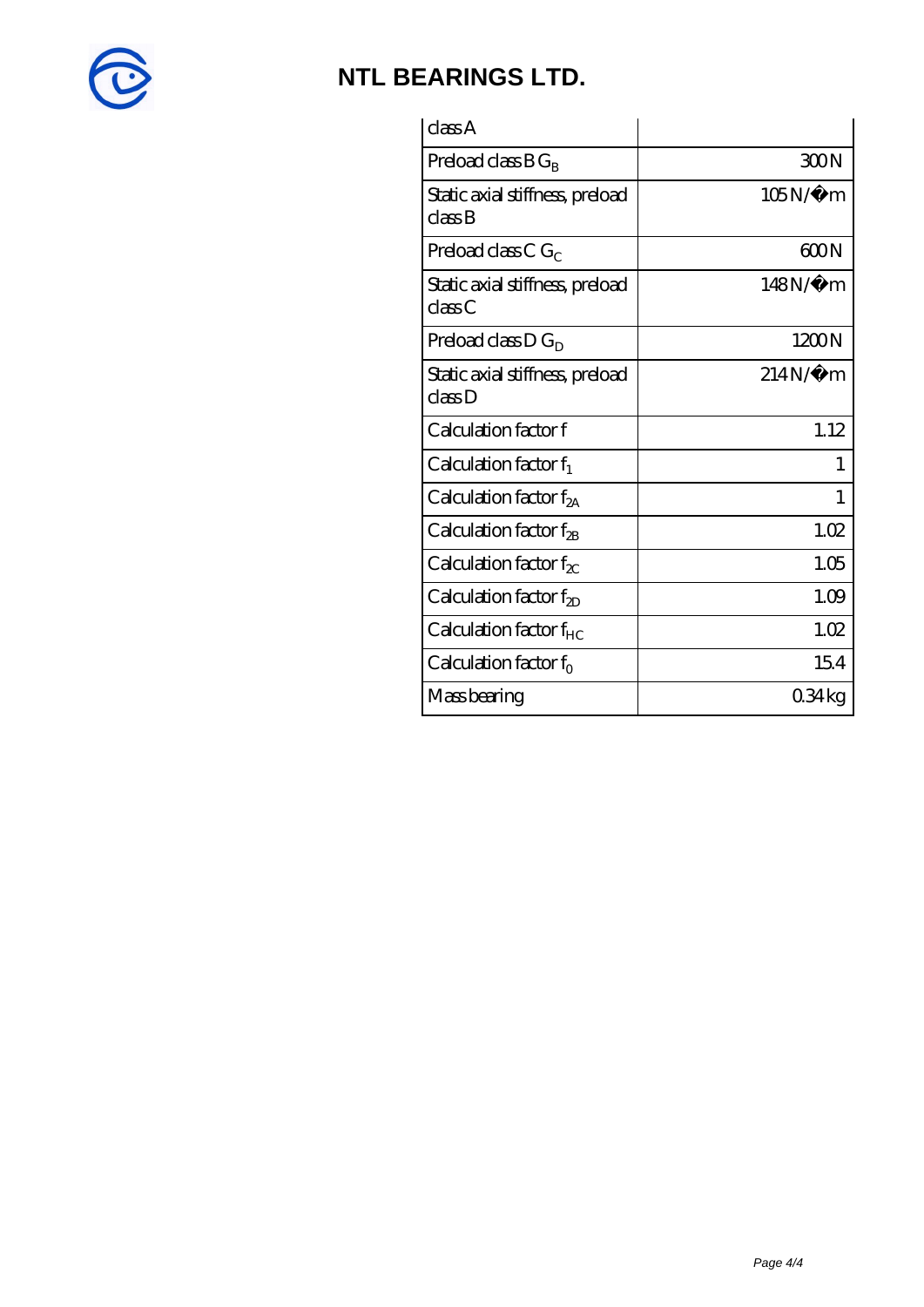# NTL BEARINGS LTD.

| | |
|---|---|
| class A | |
| Preload class B $G_B$ | 300 N |
| Static axial stiffness, preload class B | 105 N/�m |
| Preload class C $G_C$ | 600 N |
| Static axial stiffness, preload class C | 148 N/�m |
| Preload class D $G_D$ | 1200 N |
| Static axial stiffness, preload class D | 214 N/�m |
| Calculation factor f | 1.12 |
| Calculation factor $f_1$ | 1 |
| Calculation factor $f_{2A}$ | 1 |
| Calculation factor $f_{2B}$ | 1.02 |
| Calculation factor $f_{2C}$ | 1.05 |
| Calculation factor $f_{2D}$ | 1.09 |
| Calculation factor $f_{HC}$ | 1.02 |
| Calculation factor $f_0$ | 15.4 |
| Mass bearing | 0.34 kg |